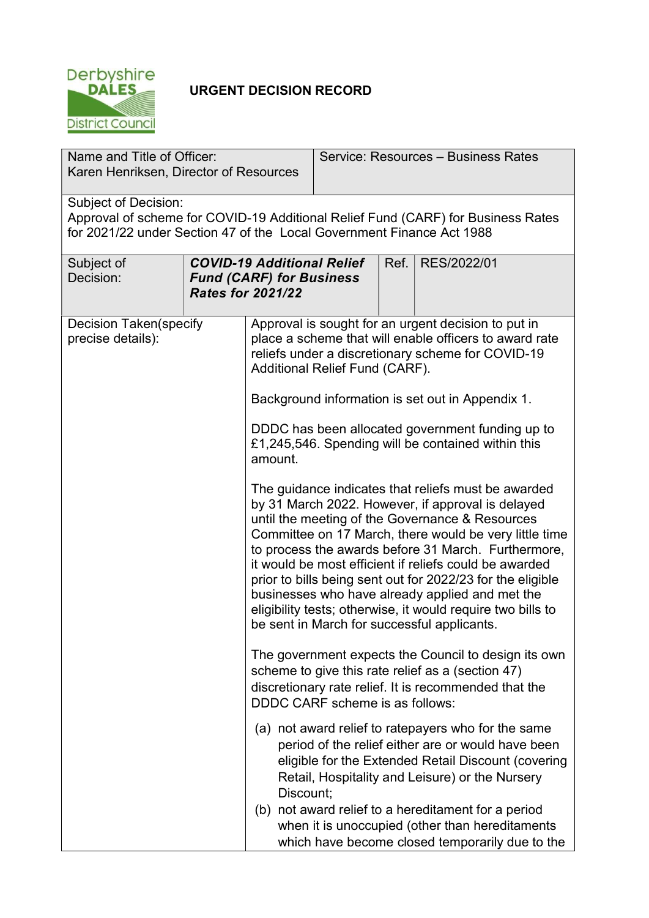# URGENT DECISION RECORD

| Name and Title of Officer: Karen Henriksen, Director of Resources | | | Service: Resources – Business Rates |
|---|---|---|---|
| **Subject of Decision:** Approval of scheme for COVID-19 Additional Relief Fund (CARF) for Business Rates for 2021/22 under Section 47 of the Local Government Finance Act 1988 | | | |
| Subject of Decision: | ***COVID-19 Additional Relief Fund (CARF) for Business Rates for 2021/22*** | Ref. | RES/2022/01 |

**Decision Taken(specify precise details):**

Approval is sought for an urgent decision to put in place a scheme that will enable officers to award rate reliefs under a discretionary scheme for COVID-19 Additional Relief Fund (CARF).

Background information is set out in Appendix 1.

DDDC has been allocated government funding up to £1,245,546. Spending will be contained within this amount.

The guidance indicates that reliefs must be awarded by 31 March 2022. However, if approval is delayed until the meeting of the Governance & Resources Committee on 17 March, there would be very little time to process the awards before 31 March. Furthermore, it would be most efficient if reliefs could be awarded prior to bills being sent out for 2022/23 for the eligible businesses who have already applied and met the eligibility tests; otherwise, it would require two bills to be sent in March for successful applicants.

The government expects the Council to design its own scheme to give this rate relief as a (section 47) discretionary rate relief. It is recommended that the DDDC CARF scheme is as follows:

(a) not award relief to ratepayers who for the same period of the relief either are or would have been eligible for the Extended Retail Discount (covering Retail, Hospitality and Leisure) or the Nursery Discount;

(b) not award relief to a hereditament for a period when it is unoccupied (other than hereditaments which have become closed temporarily due to the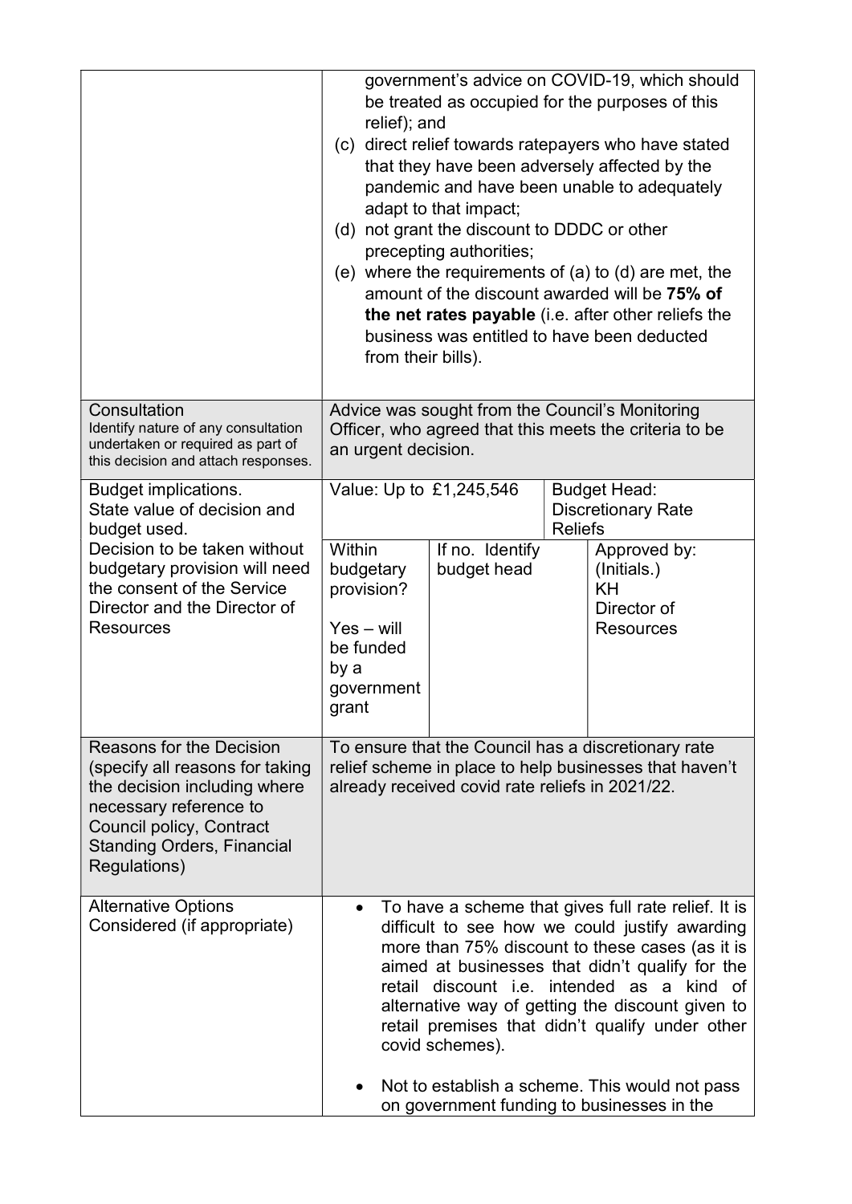| | |
|---|---|
| | government's advice on COVID-19, which should be treated as occupied for the purposes of this relief); and<br>(c) direct relief towards ratepayers who have stated that they have been adversely affected by the pandemic and have been unable to adequately adapt to that impact;<br>(d) not grant the discount to DDDC or other precepting authorities;<br>(e) where the requirements of (a) to (d) are met, the amount of the discount awarded will be **75% of the net rates payable** (i.e. after other reliefs the business was entitled to have been deducted from their bills). |
| Consultation<br>Identify nature of any consultation undertaken or required as part of this decision and attach responses. | Advice was sought from the Council's Monitoring Officer, who agreed that this meets the criteria to be an urgent decision. |
| Budget implications.<br>State value of decision and budget used.<br>Decision to be taken without budgetary provision will need the consent of the Service Director and the Director of Resources | Value: Up to £1,245,546 — Budget Head: Discretionary Rate Reliefs<br><br>Within budgetary provision? Yes – will be funded by a government grant \| If no. Identify budget head \| Approved by: (Initials.) KH Director of Resources |
| Reasons for the Decision (specify all reasons for taking the decision including where necessary reference to Council policy, Contract Standing Orders, Financial Regulations) | To ensure that the Council has a discretionary rate relief scheme in place to help businesses that haven't already received covid rate reliefs in 2021/22. |
| Alternative Options Considered (if appropriate) | • To have a scheme that gives full rate relief. It is difficult to see how we could justify awarding more than 75% discount to these cases (as it is aimed at businesses that didn't qualify for the retail discount i.e. intended as a kind of alternative way of getting the discount given to retail premises that didn't qualify under other covid schemes).<br><br>• Not to establish a scheme. This would not pass on government funding to businesses in the |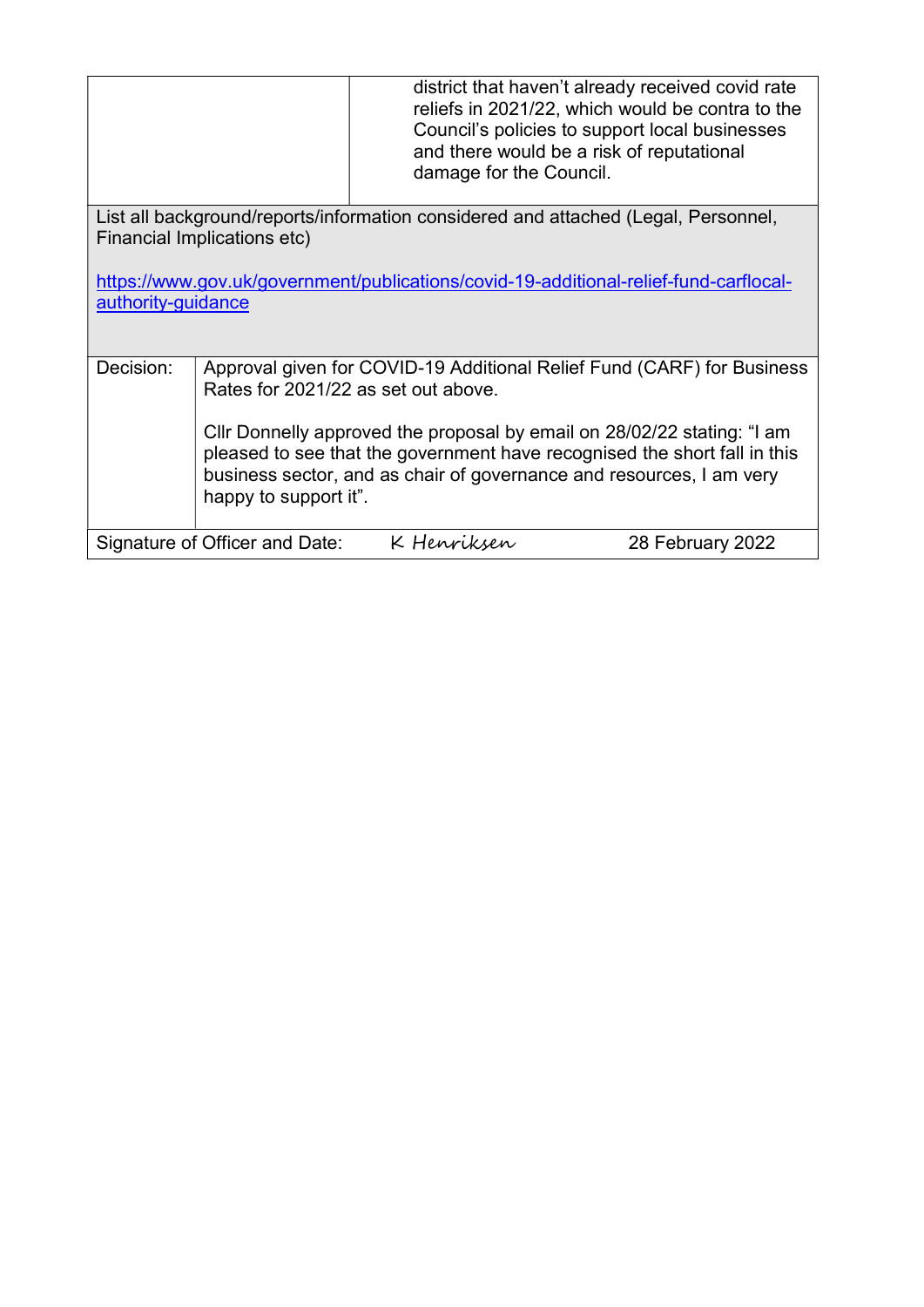| | |
|---|---|
| | district that haven't already received covid rate reliefs in 2021/22, which would be contra to the Council's policies to support local businesses and there would be a risk of reputational damage for the Council. |

List all background/reports/information considered and attached (Legal, Personnel, Financial Implications etc)

[https://www.gov.uk/government/publications/covid-19-additional-relief-fund-carflocal-authority-guidance](https://www.gov.uk/government/publications/covid-19-additional-relief-fund-carflocal-authority-guidance)

| Decision: | Approval given for COVID-19 Additional Relief Fund (CARF) for Business Rates for 2021/22 as set out above.<br><br>Cllr Donnelly approved the proposal by email on 28/02/22 stating: "I am pleased to see that the government have recognised the short fall in this business sector, and as chair of governance and resources, I am very happy to support it". |
|---|---|

| Signature of Officer and Date: | K Henriksen | 28 February 2022 |
|---|---|---|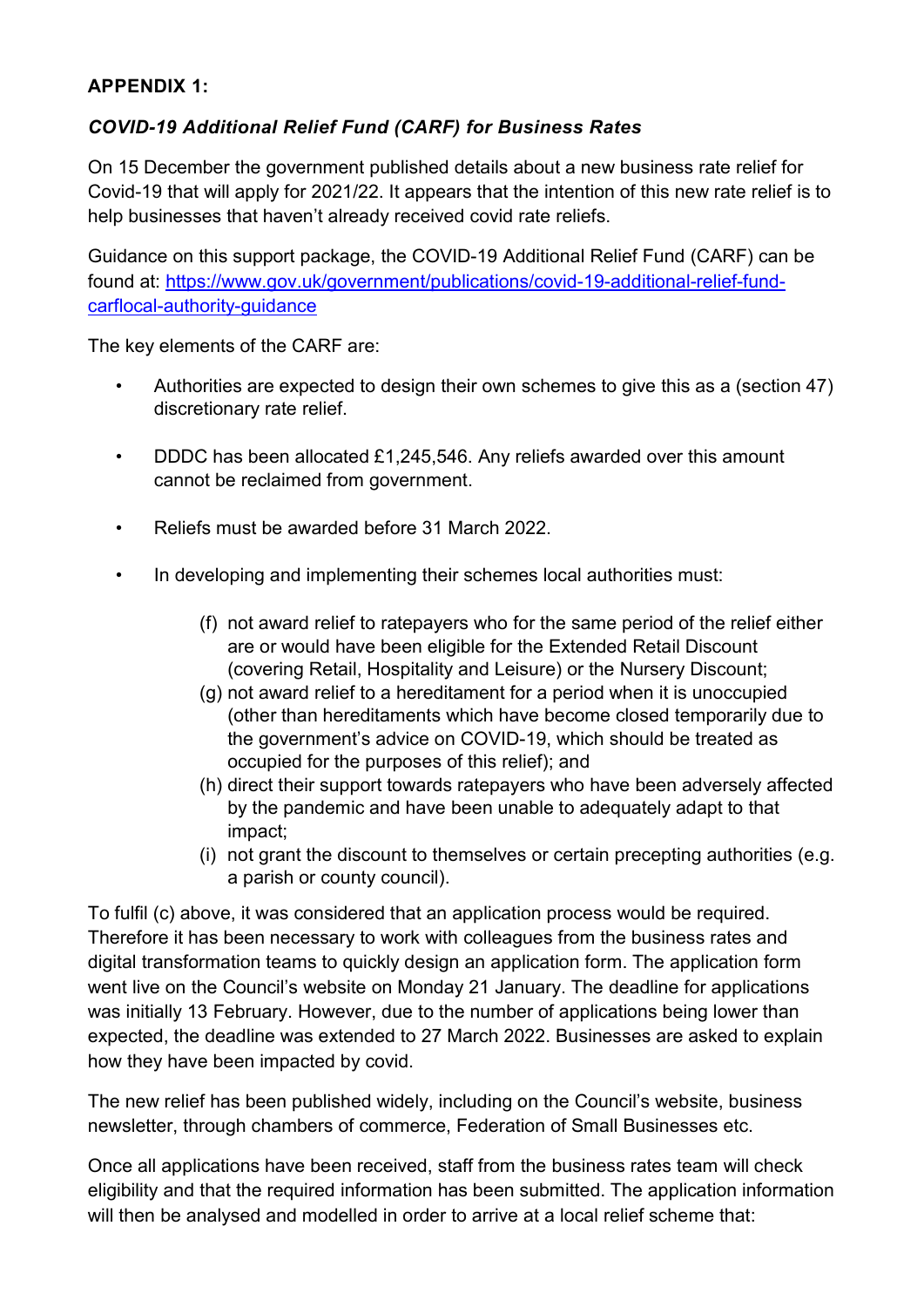**APPENDIX 1:**

***COVID-19 Additional Relief Fund (CARF) for Business Rates***

On 15 December the government published details about a new business rate relief for Covid-19 that will apply for 2021/22. It appears that the intention of this new rate relief is to help businesses that haven't already received covid rate reliefs.

Guidance on this support package, the COVID-19 Additional Relief Fund (CARF) can be found at: [https://www.gov.uk/government/publications/covid-19-additional-relief-fund-carflocal-authority-guidance](https://www.gov.uk/government/publications/covid-19-additional-relief-fund-carflocal-authority-guidance)

The key elements of the CARF are:

- Authorities are expected to design their own schemes to give this as a (section 47) discretionary rate relief.
- DDDC has been allocated £1,245,546. Any reliefs awarded over this amount cannot be reclaimed from government.
- Reliefs must be awarded before 31 March 2022.
- In developing and implementing their schemes local authorities must:
  - (f) not award relief to ratepayers who for the same period of the relief either are or would have been eligible for the Extended Retail Discount (covering Retail, Hospitality and Leisure) or the Nursery Discount;
  - (g) not award relief to a hereditament for a period when it is unoccupied (other than hereditaments which have become closed temporarily due to the government's advice on COVID-19, which should be treated as occupied for the purposes of this relief); and
  - (h) direct their support towards ratepayers who have been adversely affected by the pandemic and have been unable to adequately adapt to that impact;
  - (i) not grant the discount to themselves or certain precepting authorities (e.g. a parish or county council).

To fulfil (c) above, it was considered that an application process would be required. Therefore it has been necessary to work with colleagues from the business rates and digital transformation teams to quickly design an application form. The application form went live on the Council's website on Monday 21 January. The deadline for applications was initially 13 February. However, due to the number of applications being lower than expected, the deadline was extended to 27 March 2022. Businesses are asked to explain how they have been impacted by covid.

The new relief has been published widely, including on the Council's website, business newsletter, through chambers of commerce, Federation of Small Businesses etc.

Once all applications have been received, staff from the business rates team will check eligibility and that the required information has been submitted. The application information will then be analysed and modelled in order to arrive at a local relief scheme that: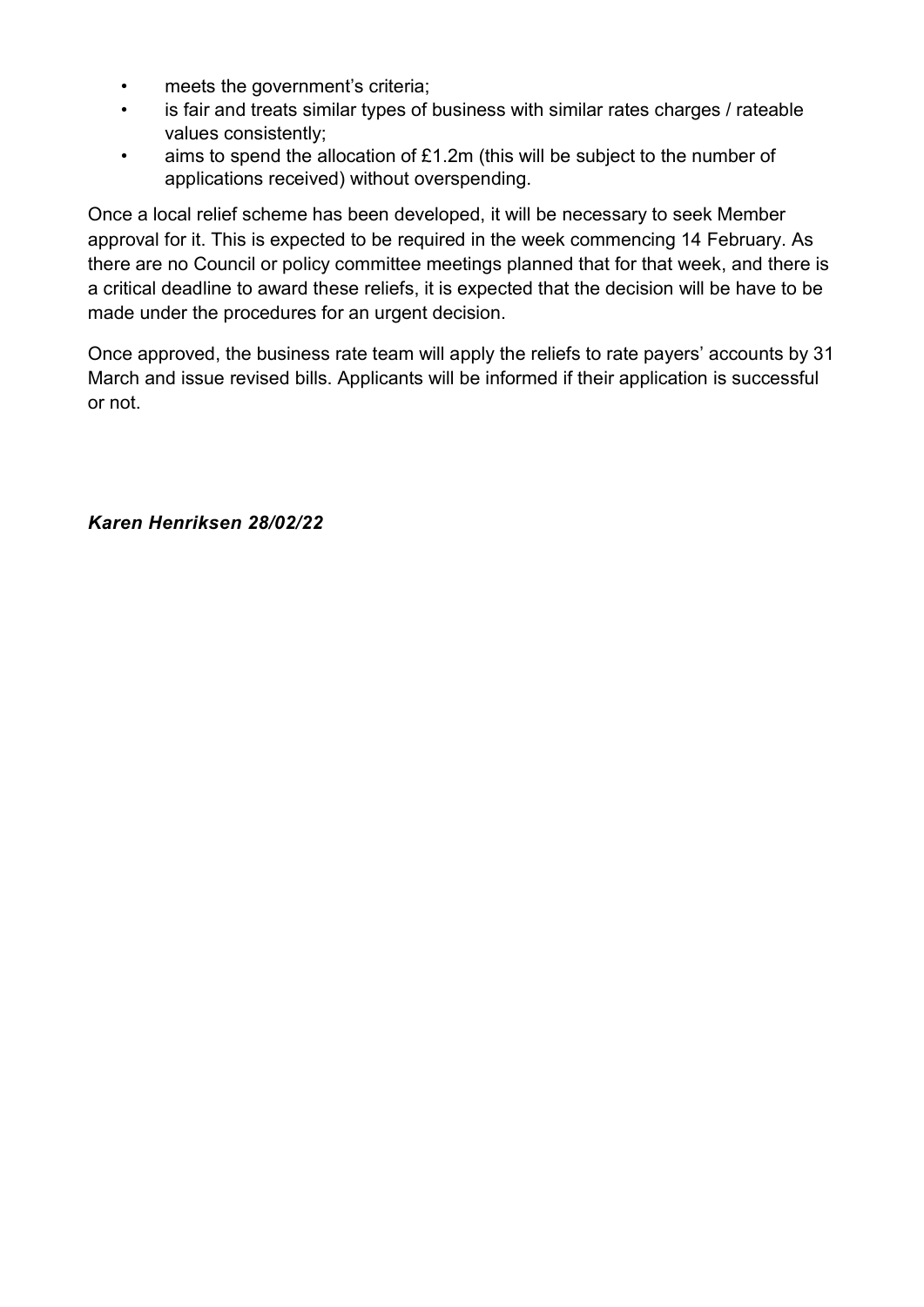- meets the government's criteria;
- is fair and treats similar types of business with similar rates charges / rateable values consistently;
- aims to spend the allocation of £1.2m (this will be subject to the number of applications received) without overspending.

Once a local relief scheme has been developed, it will be necessary to seek Member approval for it. This is expected to be required in the week commencing 14 February. As there are no Council or policy committee meetings planned that for that week, and there is a critical deadline to award these reliefs, it is expected that the decision will be have to be made under the procedures for an urgent decision.

Once approved, the business rate team will apply the reliefs to rate payers' accounts by 31 March and issue revised bills. Applicants will be informed if their application is successful or not.

***Karen Henriksen 28/02/22***